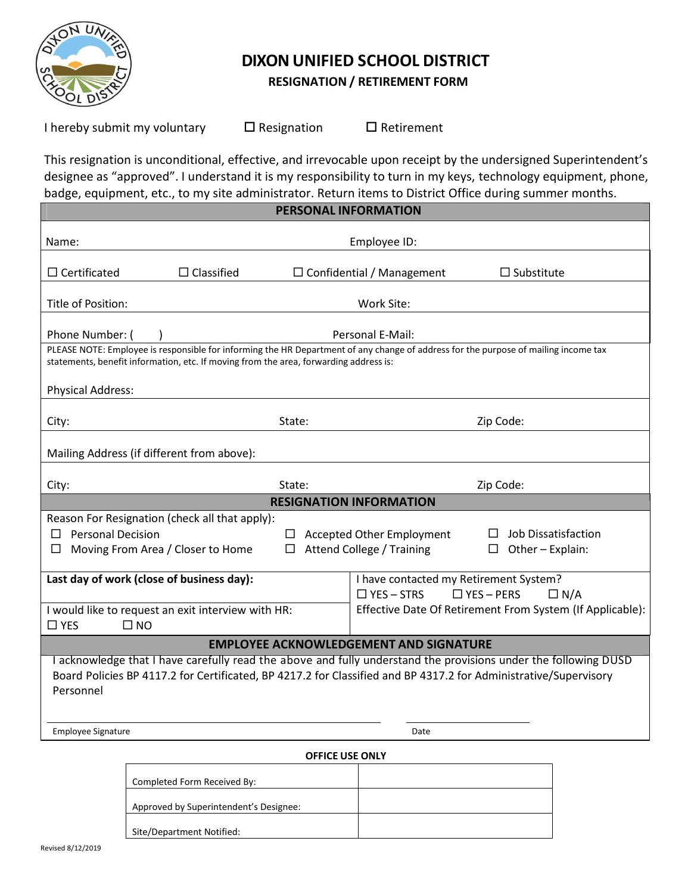# DIXON UNIFIED SCHOOL DISTRICT

## RESIGNATION / RETIREMENT FORM

I hereby submit my voluntary ☐ Resignation ☐ Retirement

This resignation is unconditional, effective, and irrevocable upon receipt by the undersigned Superintendent's designee as "approved". I understand it is my responsibility to turn in my keys, technology equipment, phone, badge, equipment, etc., to my site administrator. Return items to District Office during summer months.

| PERSONAL INFORMATION | | | |
|---|---|---|---|
| Name: | | Employee ID: | |
| ☐ Certificated | ☐ Classified | ☐ Confidential / Management | ☐ Substitute |
| Title of Position: | | Work Site: | |
| Phone Number: ( ) | | Personal E-Mail: | |

PLEASE NOTE: Employee is responsible for informing the HR Department of any change of address for the purpose of mailing income tax statements, benefit information, etc. If moving from the area, forwarding address is:

| | | |
|---|---|---|
| Physical Address: | | |
| City: | State: | Zip Code: |
| Mailing Address (if different from above): | | |
| City: | State: | Zip Code: |

**RESIGNATION INFORMATION**

Reason For Resignation (check all that apply):

- ☐ Personal Decision
- ☐ Accepted Other Employment
- ☐ Job Dissatisfaction
- ☐ Moving From Area / Closer to Home
- ☐ Attend College / Training
- ☐ Other – Explain:

| | |
|---|---|
| **Last day of work (close of business day):** | I have contacted my Retirement System? ☐ YES – STRS ☐ YES – PERS ☐ N/A |
| I would like to request an exit interview with HR: ☐ YES ☐ NO | Effective Date Of Retirement From System (If Applicable): |

**EMPLOYEE ACKNOWLEDGEMENT AND SIGNATURE**

I acknowledge that I have carefully read the above and fully understand the provisions under the following DUSD Board Policies BP 4117.2 for Certificated, BP 4217.2 for Classified and BP 4317.2 for Administrative/Supervisory Personnel

Employee Signature ____________________ Date ____________

**OFFICE USE ONLY**

| | |
|---|---|
| Completed Form Received By: | |
| Approved by Superintendent's Designee: | |
| Site/Department Notified: | |

Revised 8/12/2019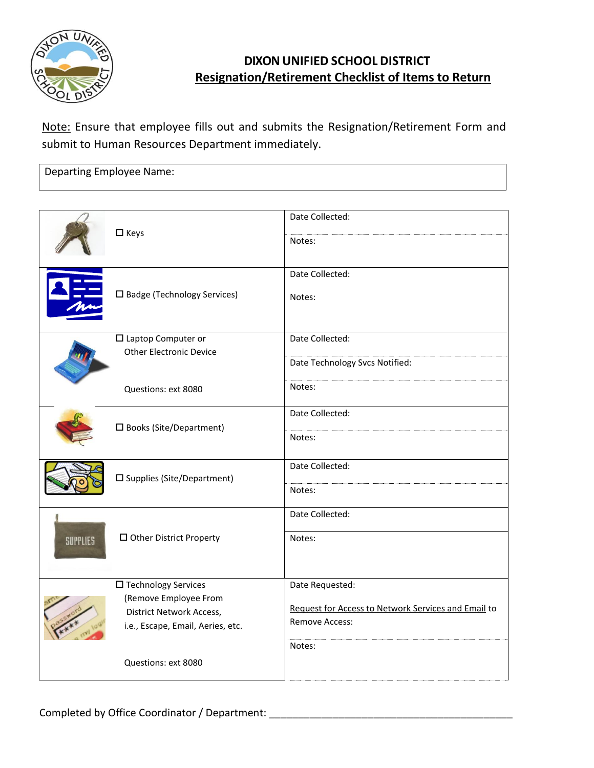# DIXON UNIFIED SCHOOL DISTRICT

## Resignation/Retirement Checklist of Items to Return

Note: Ensure that employee fills out and submits the Resignation/Retirement Form and submit to Human Resources Department immediately.

| Departing Employee Name: |
|---|

| | | |
|---|---|---|
| | ☐ Keys | Date Collected:<br>Notes: |
| | ☐ Badge (Technology Services) | Date Collected:<br>Notes: |
| | ☐ Laptop Computer or Other Electronic Device<br><br>Questions: ext 8080 | Date Collected:<br>Date Technology Svcs Notified:<br>Notes: |
| | ☐ Books (Site/Department) | Date Collected:<br>Notes: |
| | ☐ Supplies (Site/Department) | Date Collected:<br>Notes: |
| | ☐ Other District Property | Date Collected:<br>Notes: |
| | ☐ Technology Services (Remove Employee From District Network Access, i.e., Escape, Email, Aeries, etc.<br><br>Questions: ext 8080 | Date Requested:<br>Request for Access to Network Services and Email to Remove Access:<br>Notes: |

Completed by Office Coordinator / Department: ___________________________________________